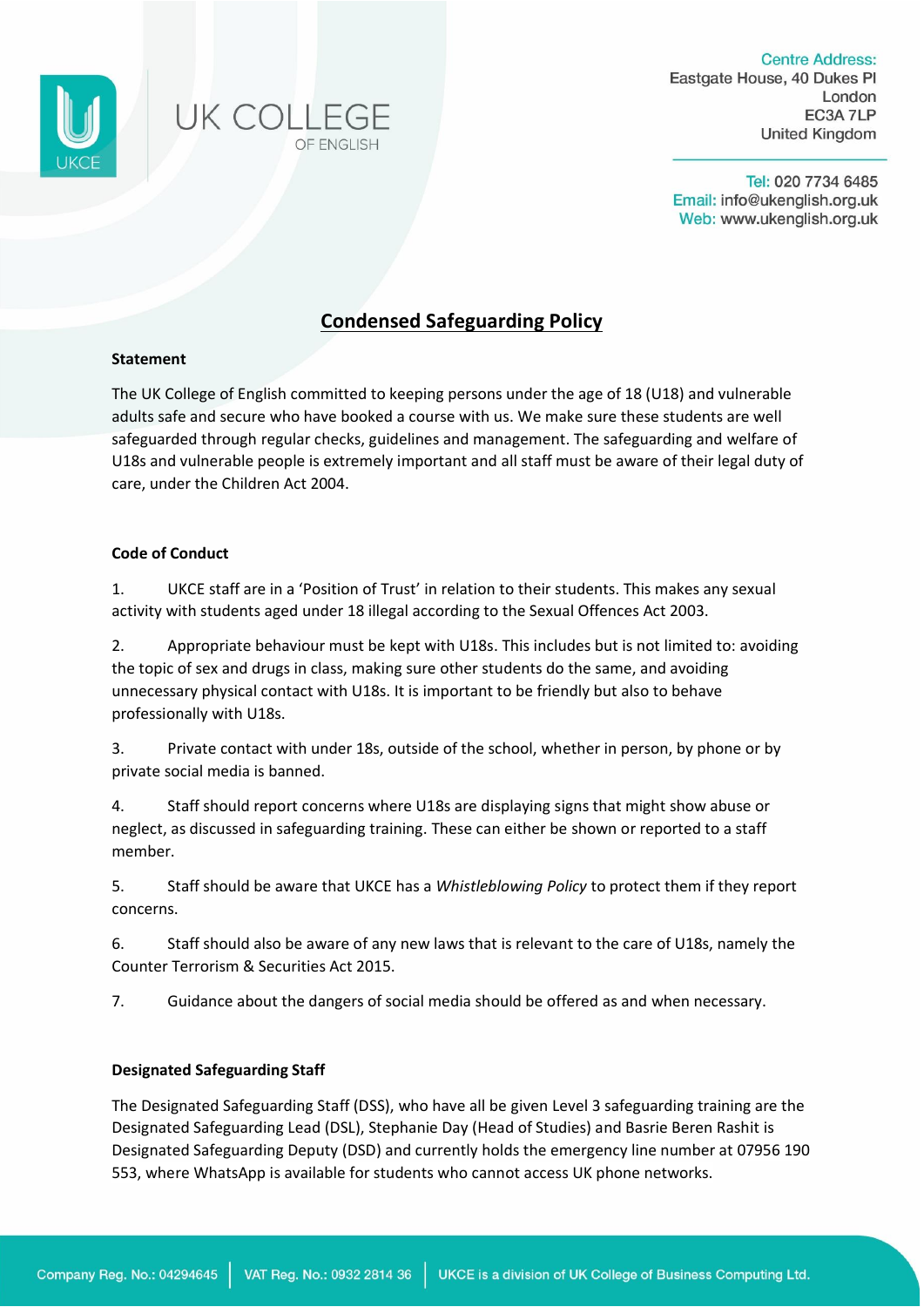UK COLLEGE OF ENGLISH

Centre Address:
Eastgate House, 40 Dukes Pl
London
EC3A 7LP
United Kingdom

Tel: 020 7734 6485
Email: info@ukenglish.org.uk
Web: www.ukenglish.org.uk

# Condensed Safeguarding Policy

**Statement**

The UK College of English committed to keeping persons under the age of 18 (U18) and vulnerable adults safe and secure who have booked a course with us. We make sure these students are well safeguarded through regular checks, guidelines and management. The safeguarding and welfare of U18s and vulnerable people is extremely important and all staff must be aware of their legal duty of care, under the Children Act 2004.

**Code of Conduct**

1. UKCE staff are in a 'Position of Trust' in relation to their students. This makes any sexual activity with students aged under 18 illegal according to the Sexual Offences Act 2003.

2. Appropriate behaviour must be kept with U18s. This includes but is not limited to: avoiding the topic of sex and drugs in class, making sure other students do the same, and avoiding unnecessary physical contact with U18s. It is important to be friendly but also to behave professionally with U18s.

3. Private contact with under 18s, outside of the school, whether in person, by phone or by private social media is banned.

4. Staff should report concerns where U18s are displaying signs that might show abuse or neglect, as discussed in safeguarding training. These can either be shown or reported to a staff member.

5. Staff should be aware that UKCE has a *Whistleblowing Policy* to protect them if they report concerns.

6. Staff should also be aware of any new laws that is relevant to the care of U18s, namely the Counter Terrorism & Securities Act 2015.

7. Guidance about the dangers of social media should be offered as and when necessary.

**Designated Safeguarding Staff**

The Designated Safeguarding Staff (DSS), who have all be given Level 3 safeguarding training are the Designated Safeguarding Lead (DSL), Stephanie Day (Head of Studies) and Basrie Beren Rashit is Designated Safeguarding Deputy (DSD) and currently holds the emergency line number at 07956 190 553, where WhatsApp is available for students who cannot access UK phone networks.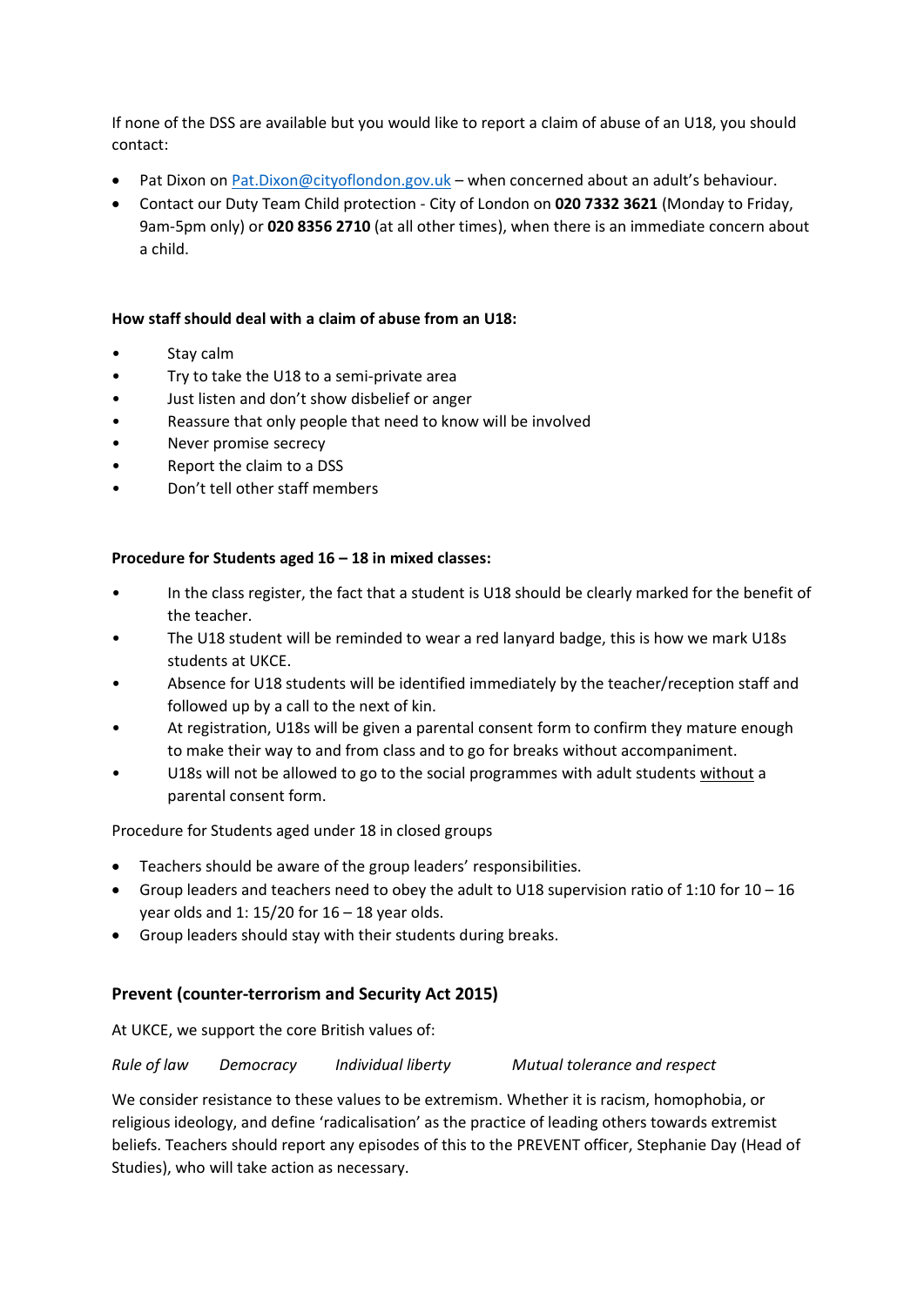If none of the DSS are available but you would like to report a claim of abuse of an U18, you should contact:

- Pat Dixon on Pat.Dixon@cityoflondon.gov.uk – when concerned about an adult's behaviour.
- Contact our Duty Team Child protection - City of London on **020 7332 3621** (Monday to Friday, 9am-5pm only) or **020 8356 2710** (at all other times), when there is an immediate concern about a child.

**How staff should deal with a claim of abuse from an U18:**

- Stay calm
- Try to take the U18 to a semi-private area
- Just listen and don't show disbelief or anger
- Reassure that only people that need to know will be involved
- Never promise secrecy
- Report the claim to a DSS
- Don't tell other staff members

**Procedure for Students aged 16 – 18 in mixed classes:**

- In the class register, the fact that a student is U18 should be clearly marked for the benefit of the teacher.
- The U18 student will be reminded to wear a red lanyard badge, this is how we mark U18s students at UKCE.
- Absence for U18 students will be identified immediately by the teacher/reception staff and followed up by a call to the next of kin.
- At registration, U18s will be given a parental consent form to confirm they mature enough to make their way to and from class and to go for breaks without accompaniment.
- U18s will not be allowed to go to the social programmes with adult students <u>without</u> a parental consent form.

Procedure for Students aged under 18 in closed groups

- Teachers should be aware of the group leaders' responsibilities.
- Group leaders and teachers need to obey the adult to U18 supervision ratio of 1:10 for 10 – 16 year olds and 1: 15/20 for 16 – 18 year olds.
- Group leaders should stay with their students during breaks.

## Prevent (counter-terrorism and Security Act 2015)

At UKCE, we support the core British values of:

*Rule of law* *Democracy* *Individual liberty* *Mutual tolerance and respect*

We consider resistance to these values to be extremism. Whether it is racism, homophobia, or religious ideology, and define 'radicalisation' as the practice of leading others towards extremist beliefs. Teachers should report any episodes of this to the PREVENT officer, Stephanie Day (Head of Studies), who will take action as necessary.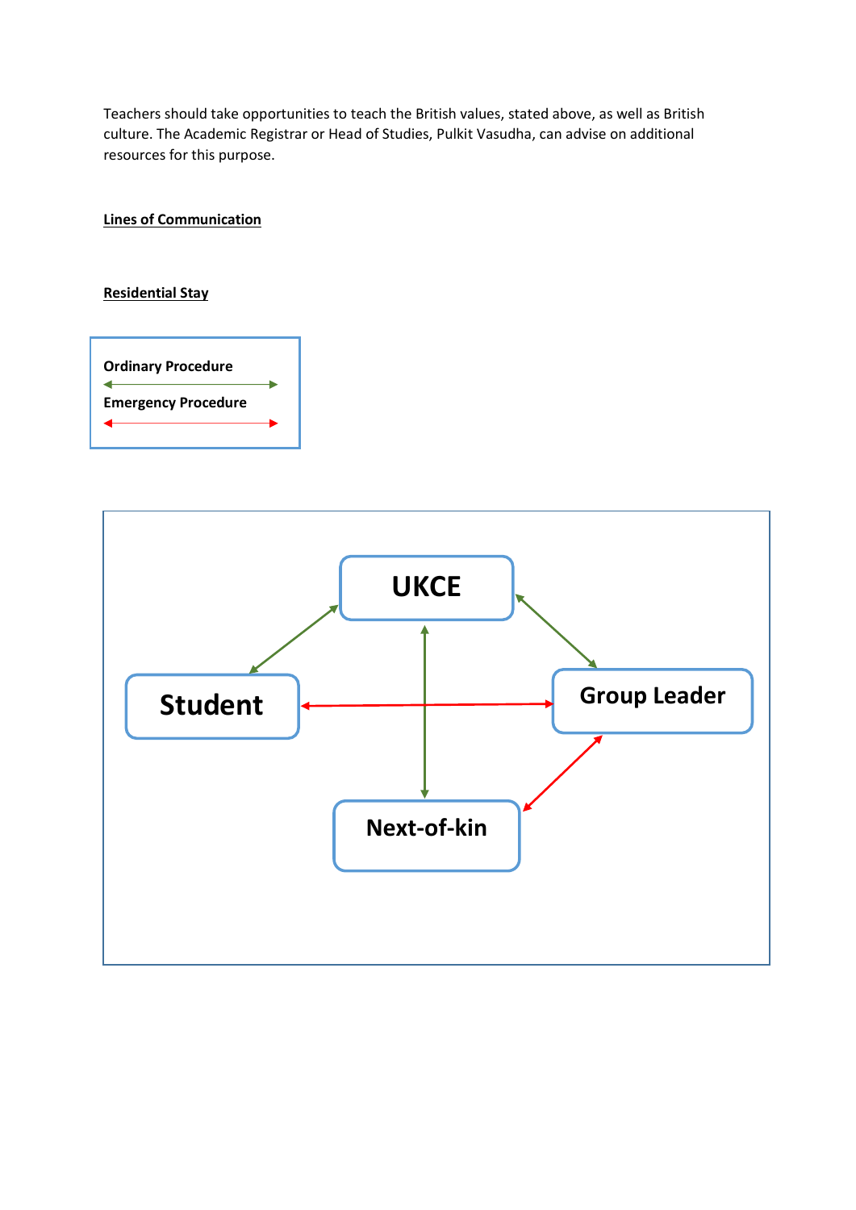Teachers should take opportunities to teach the British values, stated above, as well as British culture. The Academic Registrar or Head of Studies, Pulkit Vasudha, can advise on additional resources for this purpose.

**Lines of Communication**

**Residential Stay**

**Ordinary Procedure**

**Emergency Procedure**

UKCE

Student

Group Leader

Next-of-kin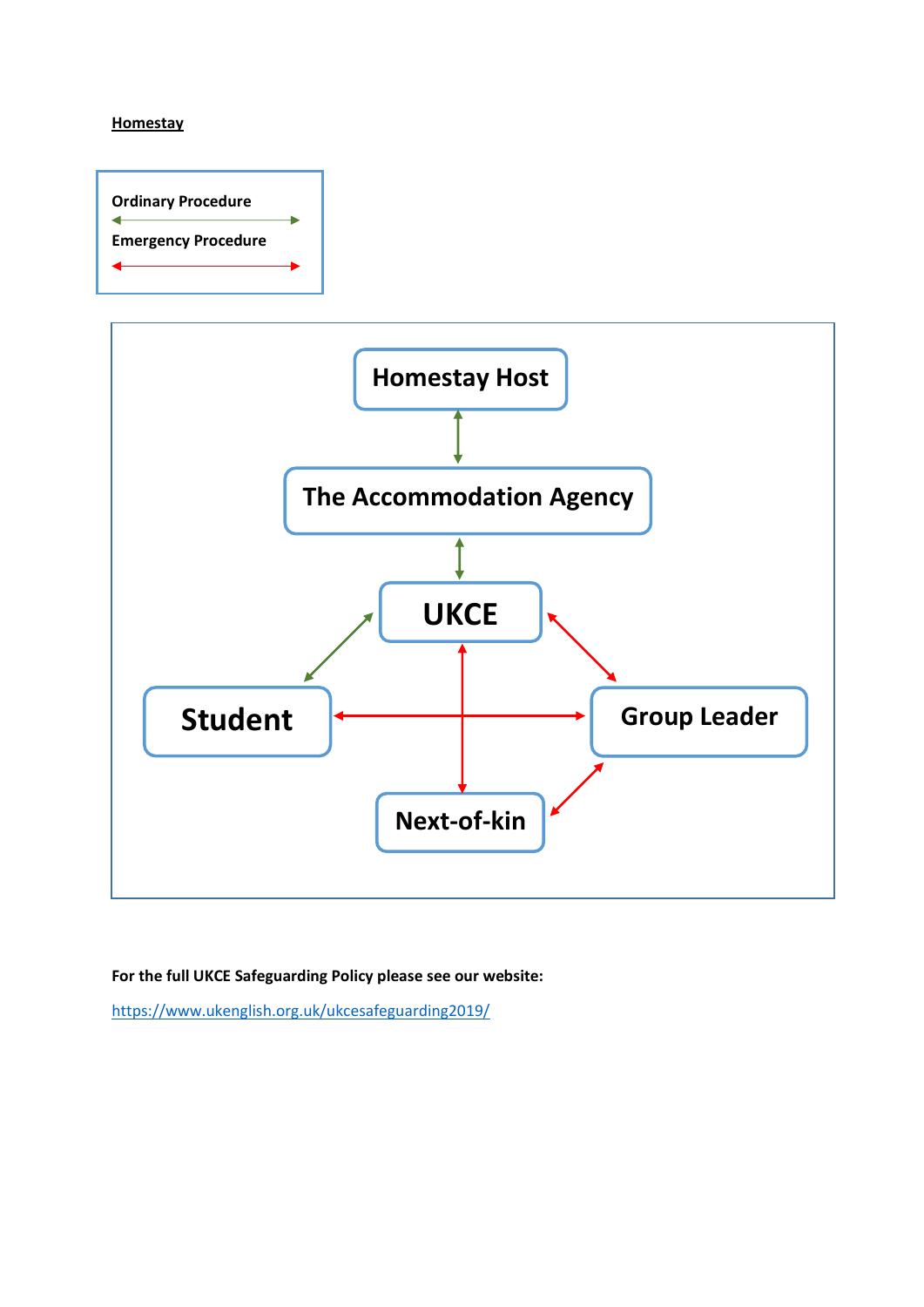Homestay

Ordinary Procedure

Emergency Procedure

Homestay Host

The Accommodation Agency

UKCE

Student

Group Leader

Next-of-kin

**For the full UKCE Safeguarding Policy please see our website:**

https://www.ukenglish.org.uk/ukcesafeguarding2019/